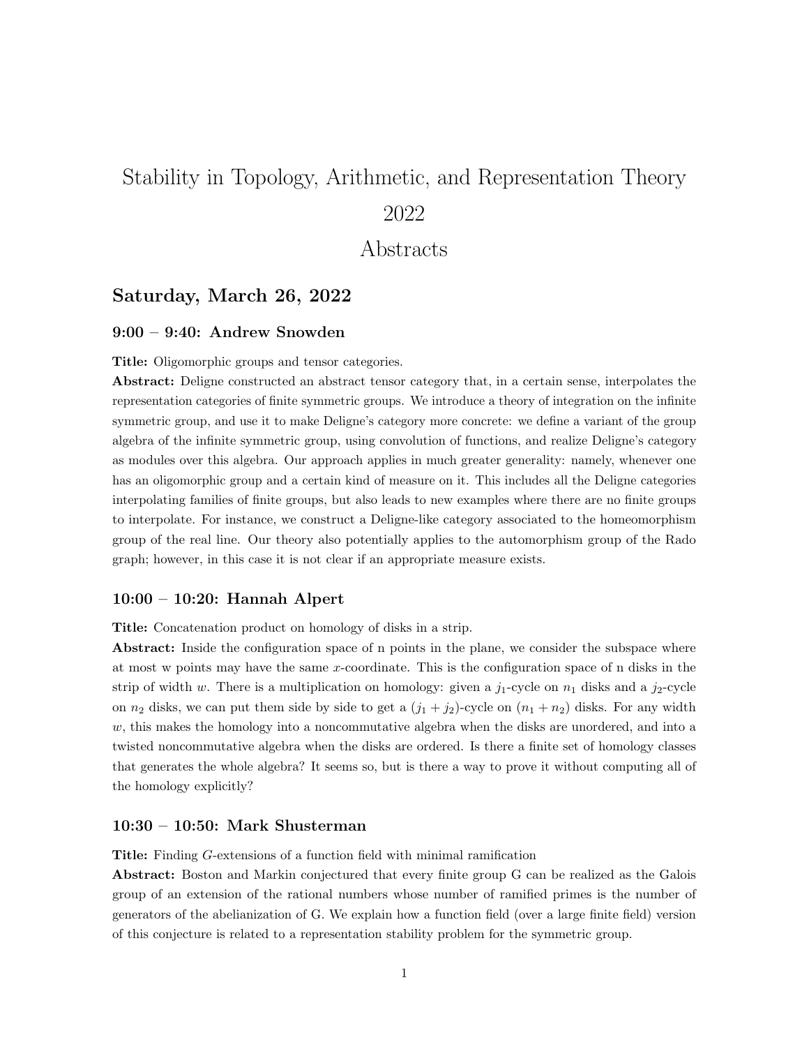# Stability in Topology, Arithmetic, and Representation Theory 2022

# Abstracts

## Saturday, March 26, 2022

### 9:00 – 9:40: Andrew Snowden

**Title:** Oligomorphic groups and tensor categories.

**Abstract:** Deligne constructed an abstract tensor category that, in a certain sense, interpolates the representation categories of finite symmetric groups. We introduce a theory of integration on the infinite symmetric group, and use it to make Deligne's category more concrete: we define a variant of the group algebra of the infinite symmetric group, using convolution of functions, and realize Deligne's category as modules over this algebra. Our approach applies in much greater generality: namely, whenever one has an oligomorphic group and a certain kind of measure on it. This includes all the Deligne categories interpolating families of finite groups, but also leads to new examples where there are no finite groups to interpolate. For instance, we construct a Deligne-like category associated to the homeomorphism group of the real line. Our theory also potentially applies to the automorphism group of the Rado graph; however, in this case it is not clear if an appropriate measure exists.

### 10:00 – 10:20: Hannah Alpert

**Title:** Concatenation product on homology of disks in a strip.

**Abstract:** Inside the configuration space of n points in the plane, we consider the subspace where at most w points may have the same $x$-coordinate. This is the configuration space of n disks in the strip of width $w$. There is a multiplication on homology: given a $j_1$-cycle on $n_1$ disks and a $j_2$-cycle on $n_2$ disks, we can put them side by side to get a $(j_1 + j_2)$-cycle on $(n_1 + n_2)$ disks. For any width $w$, this makes the homology into a noncommutative algebra when the disks are unordered, and into a twisted noncommutative algebra when the disks are ordered. Is there a finite set of homology classes that generates the whole algebra? It seems so, but is there a way to prove it without computing all of the homology explicitly?

### 10:30 – 10:50: Mark Shusterman

**Title:** Finding $G$-extensions of a function field with minimal ramification

**Abstract:** Boston and Markin conjectured that every finite group G can be realized as the Galois group of an extension of the rational numbers whose number of ramified primes is the number of generators of the abelianization of G. We explain how a function field (over a large finite field) version of this conjecture is related to a representation stability problem for the symmetric group.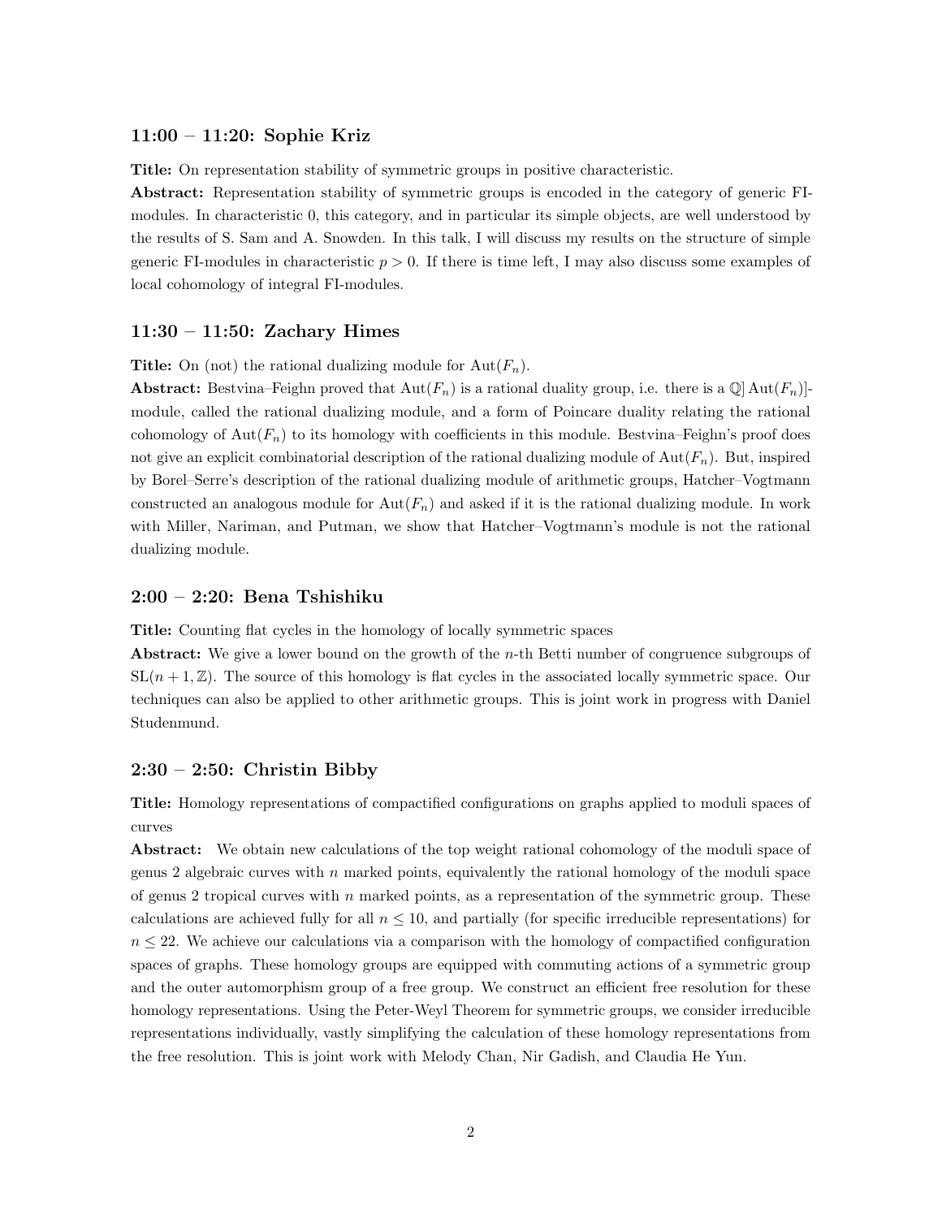### 11:00 – 11:20: Sophie Kriz

**Title:** On representation stability of symmetric groups in positive characteristic.

**Abstract:** Representation stability of symmetric groups is encoded in the category of generic FI-modules. In characteristic 0, this category, and in particular its simple objects, are well understood by the results of S. Sam and A. Snowden. In this talk, I will discuss my results on the structure of simple generic FI-modules in characteristic $p > 0$. If there is time left, I may also discuss some examples of local cohomology of integral FI-modules.

### 11:30 – 11:50: Zachary Himes

**Title:** On (not) the rational dualizing module for $\mathrm{Aut}(F_n)$.

**Abstract:** Bestvina–Feighn proved that $\mathrm{Aut}(F_n)$ is a rational duality group, i.e. there is a $\mathbb{Q}[\mathrm{Aut}(F_n)]$-module, called the rational dualizing module, and a form of Poincare duality relating the rational cohomology of $\mathrm{Aut}(F_n)$ to its homology with coefficients in this module. Bestvina–Feighn's proof does not give an explicit combinatorial description of the rational dualizing module of $\mathrm{Aut}(F_n)$. But, inspired by Borel–Serre's description of the rational dualizing module of arithmetic groups, Hatcher–Vogtmann constructed an analogous module for $\mathrm{Aut}(F_n)$ and asked if it is the rational dualizing module. In work with Miller, Nariman, and Putman, we show that Hatcher–Vogtmann's module is not the rational dualizing module.

### 2:00 – 2:20: Bena Tshishiku

**Title:** Counting flat cycles in the homology of locally symmetric spaces

**Abstract:** We give a lower bound on the growth of the $n$-th Betti number of congruence subgroups of $\mathrm{SL}(n+1, \mathbb{Z})$. The source of this homology is flat cycles in the associated locally symmetric space. Our techniques can also be applied to other arithmetic groups. This is joint work in progress with Daniel Studenmund.

### 2:30 – 2:50: Christin Bibby

**Title:** Homology representations of compactified configurations on graphs applied to moduli spaces of curves

**Abstract:** We obtain new calculations of the top weight rational cohomology of the moduli space of genus 2 algebraic curves with $n$ marked points, equivalently the rational homology of the moduli space of genus 2 tropical curves with $n$ marked points, as a representation of the symmetric group. These calculations are achieved fully for all $n \leq 10$, and partially (for specific irreducible representations) for $n \leq 22$. We achieve our calculations via a comparison with the homology of compactified configuration spaces of graphs. These homology groups are equipped with commuting actions of a symmetric group and the outer automorphism group of a free group. We construct an efficient free resolution for these homology representations. Using the Peter-Weyl Theorem for symmetric groups, we consider irreducible representations individually, vastly simplifying the calculation of these homology representations from the free resolution. This is joint work with Melody Chan, Nir Gadish, and Claudia He Yun.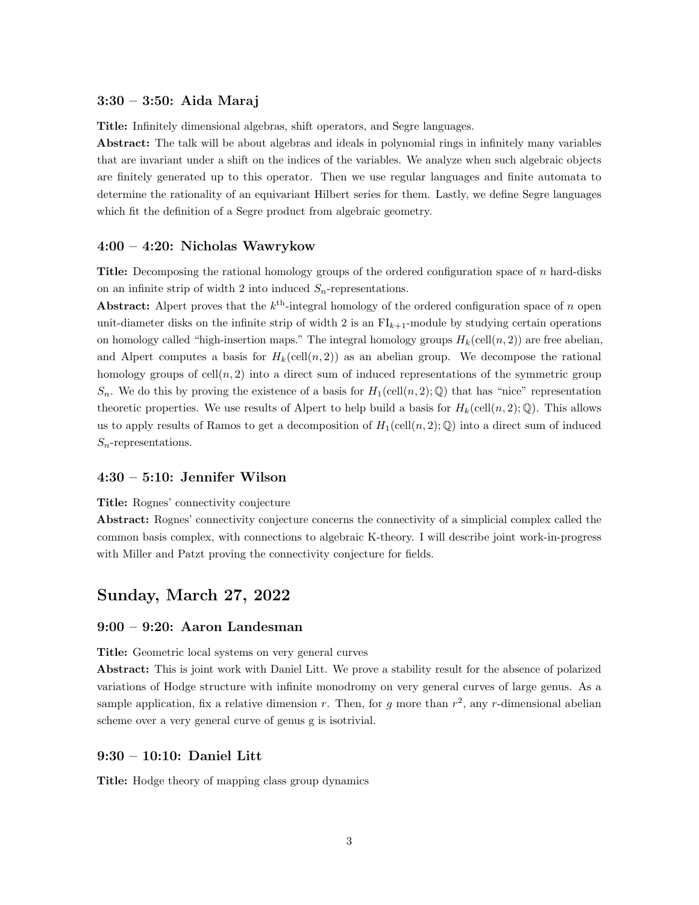### 3:30 – 3:50: Aida Maraj

**Title:** Infinitely dimensional algebras, shift operators, and Segre languages.

**Abstract:** The talk will be about algebras and ideals in polynomial rings in infinitely many variables that are invariant under a shift on the indices of the variables. We analyze when such algebraic objects are finitely generated up to this operator. Then we use regular languages and finite automata to determine the rationality of an equivariant Hilbert series for them. Lastly, we define Segre languages which fit the definition of a Segre product from algebraic geometry.

### 4:00 – 4:20: Nicholas Wawrykow

**Title:** Decomposing the rational homology groups of the ordered configuration space of $n$ hard-disks on an infinite strip of width 2 into induced $S_n$-representations.

**Abstract:** Alpert proves that the $k^{\text{th}}$-integral homology of the ordered configuration space of $n$ open unit-diameter disks on the infinite strip of width 2 is an $\text{FI}_{k+1}$-module by studying certain operations on homology called "high-insertion maps." The integral homology groups $H_k(\text{cell}(n, 2))$ are free abelian, and Alpert computes a basis for $H_k(\text{cell}(n, 2))$ as an abelian group. We decompose the rational homology groups of $\text{cell}(n, 2)$ into a direct sum of induced representations of the symmetric group $S_n$. We do this by proving the existence of a basis for $H_1(\text{cell}(n, 2); \mathbb{Q})$ that has "nice" representation theoretic properties. We use results of Alpert to help build a basis for $H_k(\text{cell}(n, 2); \mathbb{Q})$. This allows us to apply results of Ramos to get a decomposition of $H_1(\text{cell}(n, 2); \mathbb{Q})$ into a direct sum of induced $S_n$-representations.

### 4:30 – 5:10: Jennifer Wilson

**Title:** Rognes' connectivity conjecture

**Abstract:** Rognes' connectivity conjecture concerns the connectivity of a simplicial complex called the common basis complex, with connections to algebraic K-theory. I will describe joint work-in-progress with Miller and Patzt proving the connectivity conjecture for fields.

## Sunday, March 27, 2022

### 9:00 – 9:20: Aaron Landesman

**Title:** Geometric local systems on very general curves

**Abstract:** This is joint work with Daniel Litt. We prove a stability result for the absence of polarized variations of Hodge structure with infinite monodromy on very general curves of large genus. As a sample application, fix a relative dimension $r$. Then, for $g$ more than $r^2$, any $r$-dimensional abelian scheme over a very general curve of genus g is isotrivial.

### 9:30 – 10:10: Daniel Litt

**Title:** Hodge theory of mapping class group dynamics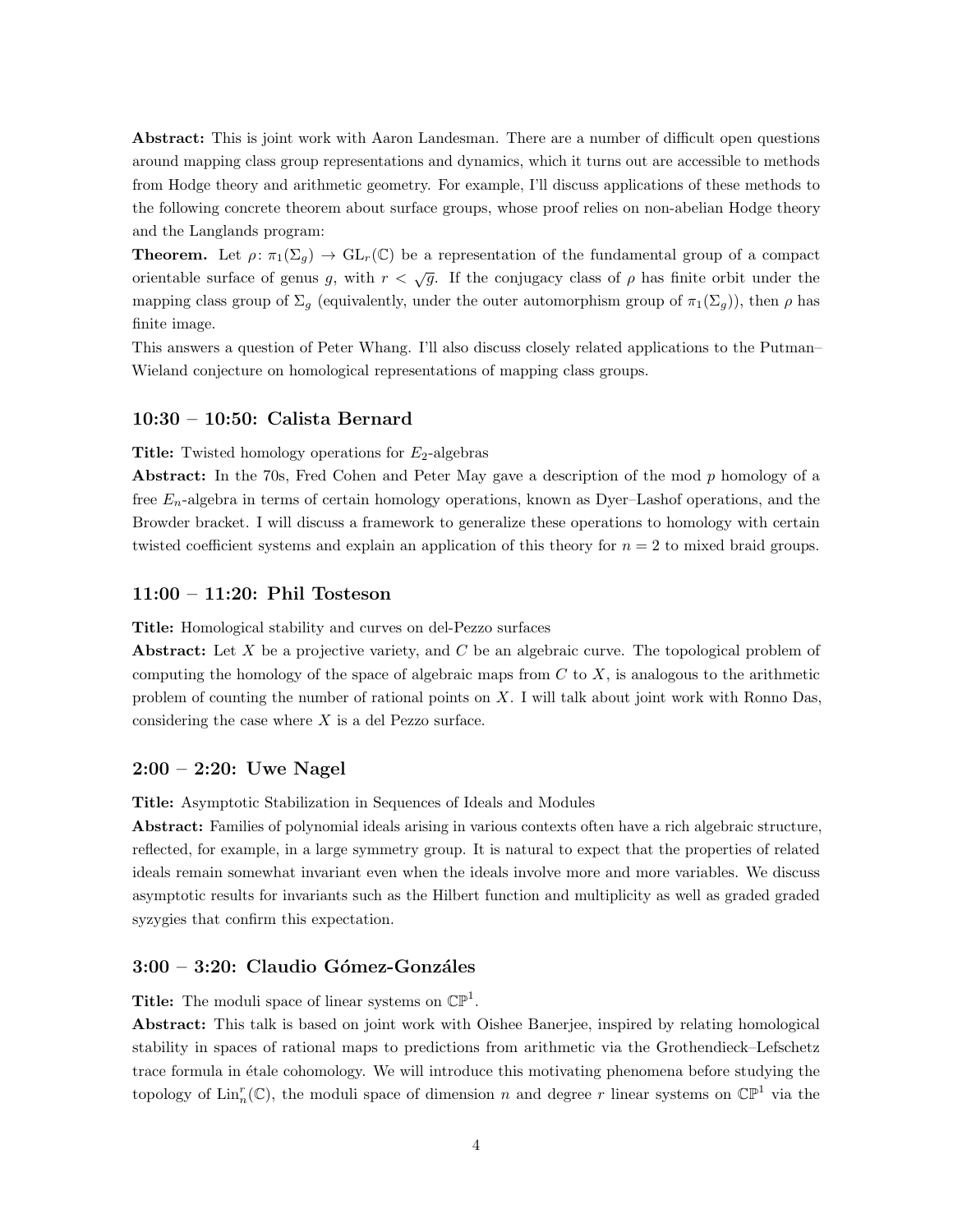**Abstract:** This is joint work with Aaron Landesman. There are a number of difficult open questions around mapping class group representations and dynamics, which it turns out are accessible to methods from Hodge theory and arithmetic geometry. For example, I'll discuss applications of these methods to the following concrete theorem about surface groups, whose proof relies on non-abelian Hodge theory and the Langlands program:

**Theorem.** Let $\rho\colon \pi_1(\Sigma_g) \to \mathrm{GL}_r(\mathbb{C})$ be a representation of the fundamental group of a compact orientable surface of genus $g$, with $r < \sqrt{g}$. If the conjugacy class of $\rho$ has finite orbit under the mapping class group of $\Sigma_g$ (equivalently, under the outer automorphism group of $\pi_1(\Sigma_g)$), then $\rho$ has finite image.

This answers a question of Peter Whang. I'll also discuss closely related applications to the Putman–Wieland conjecture on homological representations of mapping class groups.

### 10:30 – 10:50: Calista Bernard

**Title:** Twisted homology operations for $E_2$-algebras

**Abstract:** In the 70s, Fred Cohen and Peter May gave a description of the mod $p$ homology of a free $E_n$-algebra in terms of certain homology operations, known as Dyer–Lashof operations, and the Browder bracket. I will discuss a framework to generalize these operations to homology with certain twisted coefficient systems and explain an application of this theory for $n = 2$ to mixed braid groups.

### 11:00 – 11:20: Phil Tosteson

**Title:** Homological stability and curves on del-Pezzo surfaces

**Abstract:** Let $X$ be a projective variety, and $C$ be an algebraic curve. The topological problem of computing the homology of the space of algebraic maps from $C$ to $X$, is analogous to the arithmetic problem of counting the number of rational points on $X$. I will talk about joint work with Ronno Das, considering the case where $X$ is a del Pezzo surface.

### 2:00 – 2:20: Uwe Nagel

**Title:** Asymptotic Stabilization in Sequences of Ideals and Modules

**Abstract:** Families of polynomial ideals arising in various contexts often have a rich algebraic structure, reflected, for example, in a large symmetry group. It is natural to expect that the properties of related ideals remain somewhat invariant even when the ideals involve more and more variables. We discuss asymptotic results for invariants such as the Hilbert function and multiplicity as well as graded graded syzygies that confirm this expectation.

### 3:00 – 3:20: Claudio Gómez-Gonzáles

**Title:** The moduli space of linear systems on $\mathbb{CP}^1$.

**Abstract:** This talk is based on joint work with Oishee Banerjee, inspired by relating homological stability in spaces of rational maps to predictions from arithmetic via the Grothendieck–Lefschetz trace formula in étale cohomology. We will introduce this motivating phenomena before studying the topology of $\mathrm{Lin}_n^r(\mathbb{C})$, the moduli space of dimension $n$ and degree $r$ linear systems on $\mathbb{CP}^1$ via the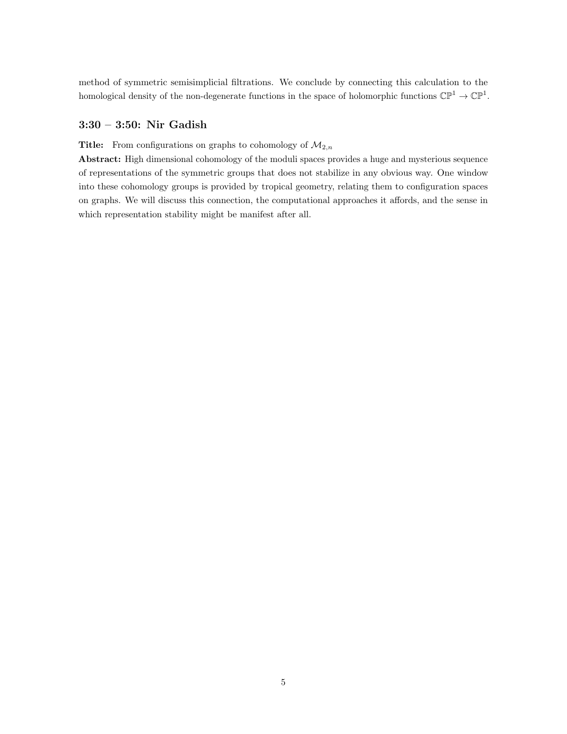method of symmetric semisimplicial filtrations. We conclude by connecting this calculation to the homological density of the non-degenerate functions in the space of holomorphic functions $\mathbb{CP}^1 \to \mathbb{CP}^1$.

### 3:30 – 3:50: Nir Gadish

**Title:** From configurations on graphs to cohomology of $\mathcal{M}_{2,n}$

**Abstract:** High dimensional cohomology of the moduli spaces provides a huge and mysterious sequence of representations of the symmetric groups that does not stabilize in any obvious way. One window into these cohomology groups is provided by tropical geometry, relating them to configuration spaces on graphs. We will discuss this connection, the computational approaches it affords, and the sense in which representation stability might be manifest after all.